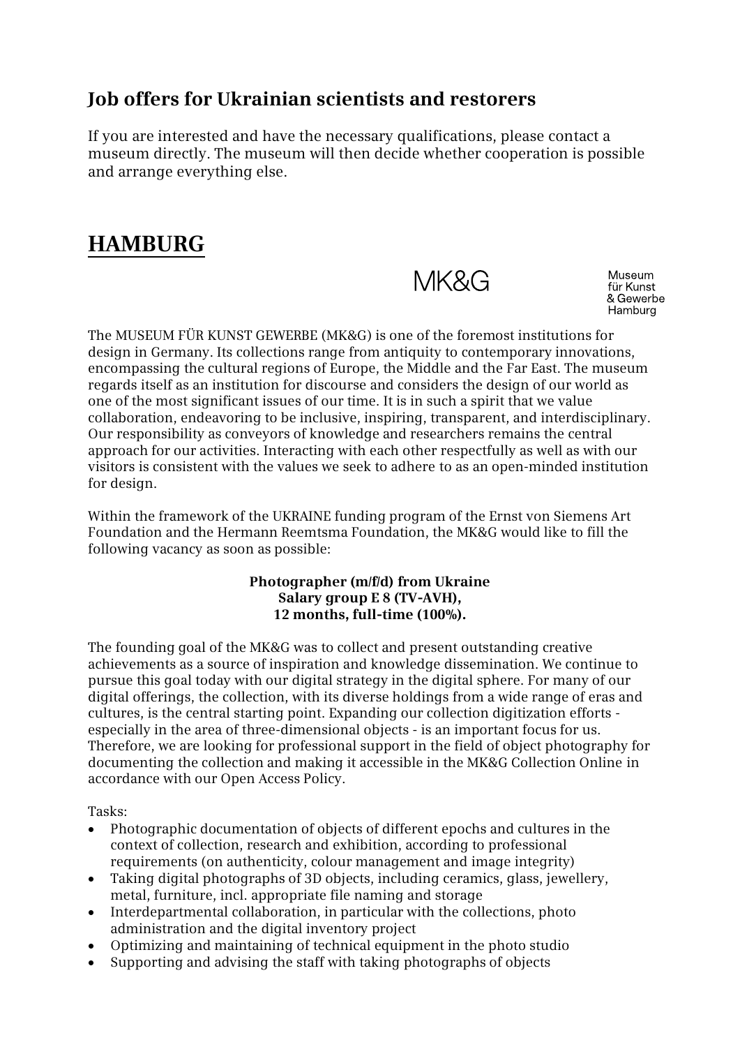## Job offers for Ukrainian scientists and restorers

If you are interested and have the necessary qualifications, please contact a museum directly. The museum will then decide whether cooperation is possible and arrange everything else.

# HAMBURG

MK&G

Museum
für Kunst
& Gewerbe
Hamburg

The MUSEUM FÜR KUNST GEWERBE (MK&G) is one of the foremost institutions for design in Germany. Its collections range from antiquity to contemporary innovations, encompassing the cultural regions of Europe, the Middle and the Far East. The museum regards itself as an institution for discourse and considers the design of our world as one of the most significant issues of our time. It is in such a spirit that we value collaboration, endeavoring to be inclusive, inspiring, transparent, and interdisciplinary. Our responsibility as conveyors of knowledge and researchers remains the central approach for our activities. Interacting with each other respectfully as well as with our visitors is consistent with the values we seek to adhere to as an open-minded institution for design.

Within the framework of the UKRAINE funding program of the Ernst von Siemens Art Foundation and the Hermann Reemtsma Foundation, the MK&G would like to fill the following vacancy as soon as possible:

**Photographer (m/f/d) from Ukraine**
**Salary group E 8 (TV-AVH),**
**12 months, full-time (100%).**

The founding goal of the MK&G was to collect and present outstanding creative achievements as a source of inspiration and knowledge dissemination. We continue to pursue this goal today with our digital strategy in the digital sphere. For many of our digital offerings, the collection, with its diverse holdings from a wide range of eras and cultures, is the central starting point. Expanding our collection digitization efforts - especially in the area of three-dimensional objects - is an important focus for us. Therefore, we are looking for professional support in the field of object photography for documenting the collection and making it accessible in the MK&G Collection Online in accordance with our Open Access Policy.

Tasks:

- Photographic documentation of objects of different epochs and cultures in the context of collection, research and exhibition, according to professional requirements (on authenticity, colour management and image integrity)
- Taking digital photographs of 3D objects, including ceramics, glass, jewellery, metal, furniture, incl. appropriate file naming and storage
- Interdepartmental collaboration, in particular with the collections, photo administration and the digital inventory project
- Optimizing and maintaining of technical equipment in the photo studio
- Supporting and advising the staff with taking photographs of objects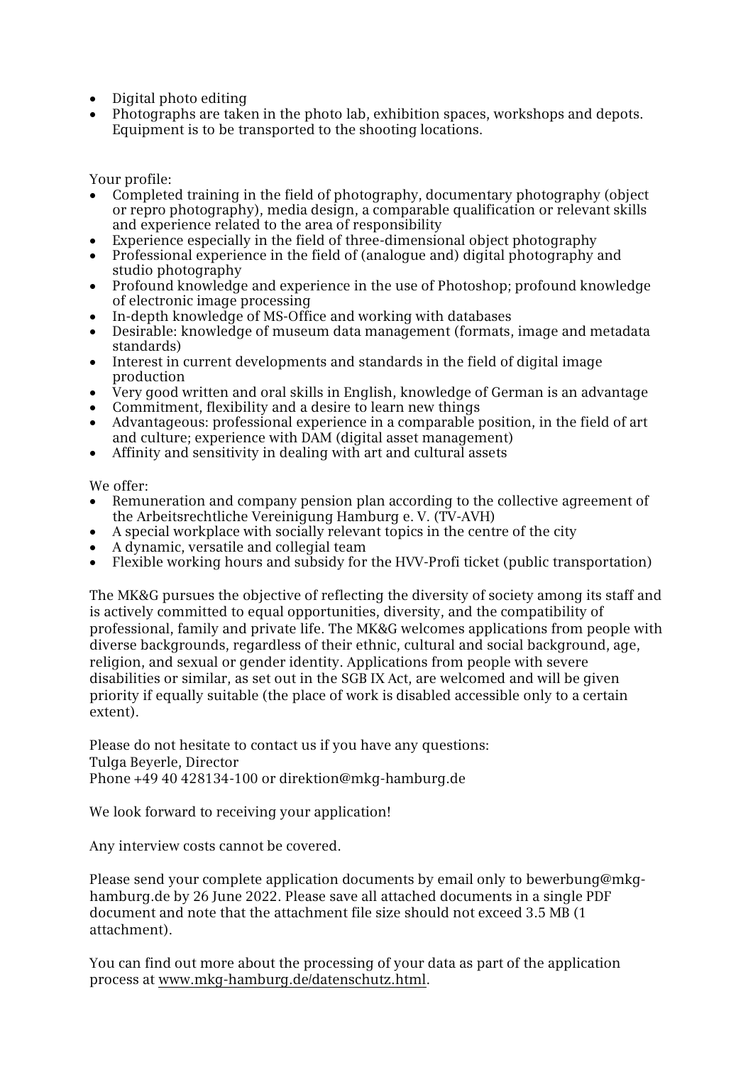- Digital photo editing
- Photographs are taken in the photo lab, exhibition spaces, workshops and depots. Equipment is to be transported to the shooting locations.

Your profile:

- Completed training in the field of photography, documentary photography (object or repro photography), media design, a comparable qualification or relevant skills and experience related to the area of responsibility
- Experience especially in the field of three-dimensional object photography
- Professional experience in the field of (analogue and) digital photography and studio photography
- Profound knowledge and experience in the use of Photoshop; profound knowledge of electronic image processing
- In-depth knowledge of MS-Office and working with databases
- Desirable: knowledge of museum data management (formats, image and metadata standards)
- Interest in current developments and standards in the field of digital image production
- Very good written and oral skills in English, knowledge of German is an advantage
- Commitment, flexibility and a desire to learn new things
- Advantageous: professional experience in a comparable position, in the field of art and culture; experience with DAM (digital asset management)
- Affinity and sensitivity in dealing with art and cultural assets

We offer:

- Remuneration and company pension plan according to the collective agreement of the Arbeitsrechtliche Vereinigung Hamburg e. V. (TV-AVH)
- A special workplace with socially relevant topics in the centre of the city
- A dynamic, versatile and collegial team
- Flexible working hours and subsidy for the HVV-Profi ticket (public transportation)

The MK&G pursues the objective of reflecting the diversity of society among its staff and is actively committed to equal opportunities, diversity, and the compatibility of professional, family and private life. The MK&G welcomes applications from people with diverse backgrounds, regardless of their ethnic, cultural and social background, age, religion, and sexual or gender identity. Applications from people with severe disabilities or similar, as set out in the SGB IX Act, are welcomed and will be given priority if equally suitable (the place of work is disabled accessible only to a certain extent).

Please do not hesitate to contact us if you have any questions:
Tulga Beyerle, Director
Phone +49 40 428134-100 or direktion@mkg-hamburg.de

We look forward to receiving your application!

Any interview costs cannot be covered.

Please send your complete application documents by email only to bewerbung@mkg-hamburg.de by 26 June 2022. Please save all attached documents in a single PDF document and note that the attachment file size should not exceed 3.5 MB (1 attachment).

You can find out more about the processing of your data as part of the application process at www.mkg-hamburg.de/datenschutz.html.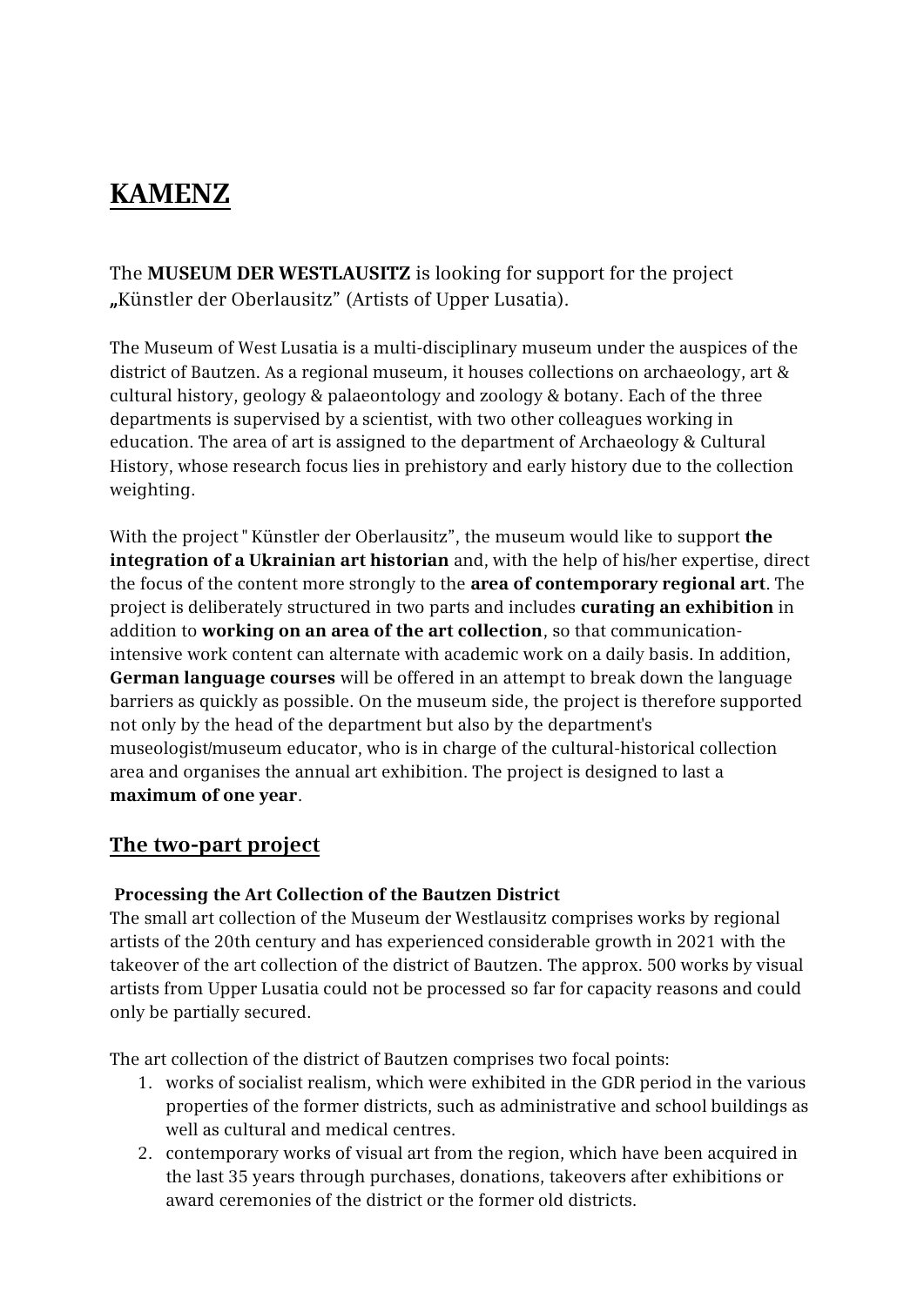# KAMENZ

The **MUSEUM DER WESTLAUSITZ** is looking for support for the project **„**Künstler der Oberlausitz" (Artists of Upper Lusatia).

The Museum of West Lusatia is a multi-disciplinary museum under the auspices of the district of Bautzen. As a regional museum, it houses collections on archaeology, art & cultural history, geology & palaeontology and zoology & botany. Each of the three departments is supervised by a scientist, with two other colleagues working in education. The area of art is assigned to the department of Archaeology & Cultural History, whose research focus lies in prehistory and early history due to the collection weighting.

With the project " Künstler der Oberlausitz", the museum would like to support **the integration of a Ukrainian art historian** and, with the help of his/her expertise, direct the focus of the content more strongly to the **area of contemporary regional art**. The project is deliberately structured in two parts and includes **curating an exhibition** in addition to **working on an area of the art collection**, so that communication-intensive work content can alternate with academic work on a daily basis. In addition, **German language courses** will be offered in an attempt to break down the language barriers as quickly as possible. On the museum side, the project is therefore supported not only by the head of the department but also by the department's museologist/museum educator, who is in charge of the cultural-historical collection area and organises the annual art exhibition. The project is designed to last a **maximum of one year**.

## The two-part project

**Processing the Art Collection of the Bautzen District**

The small art collection of the Museum der Westlausitz comprises works by regional artists of the 20th century and has experienced considerable growth in 2021 with the takeover of the art collection of the district of Bautzen. The approx. 500 works by visual artists from Upper Lusatia could not be processed so far for capacity reasons and could only be partially secured.

The art collection of the district of Bautzen comprises two focal points:

1. works of socialist realism, which were exhibited in the GDR period in the various properties of the former districts, such as administrative and school buildings as well as cultural and medical centres.
2. contemporary works of visual art from the region, which have been acquired in the last 35 years through purchases, donations, takeovers after exhibitions or award ceremonies of the district or the former old districts.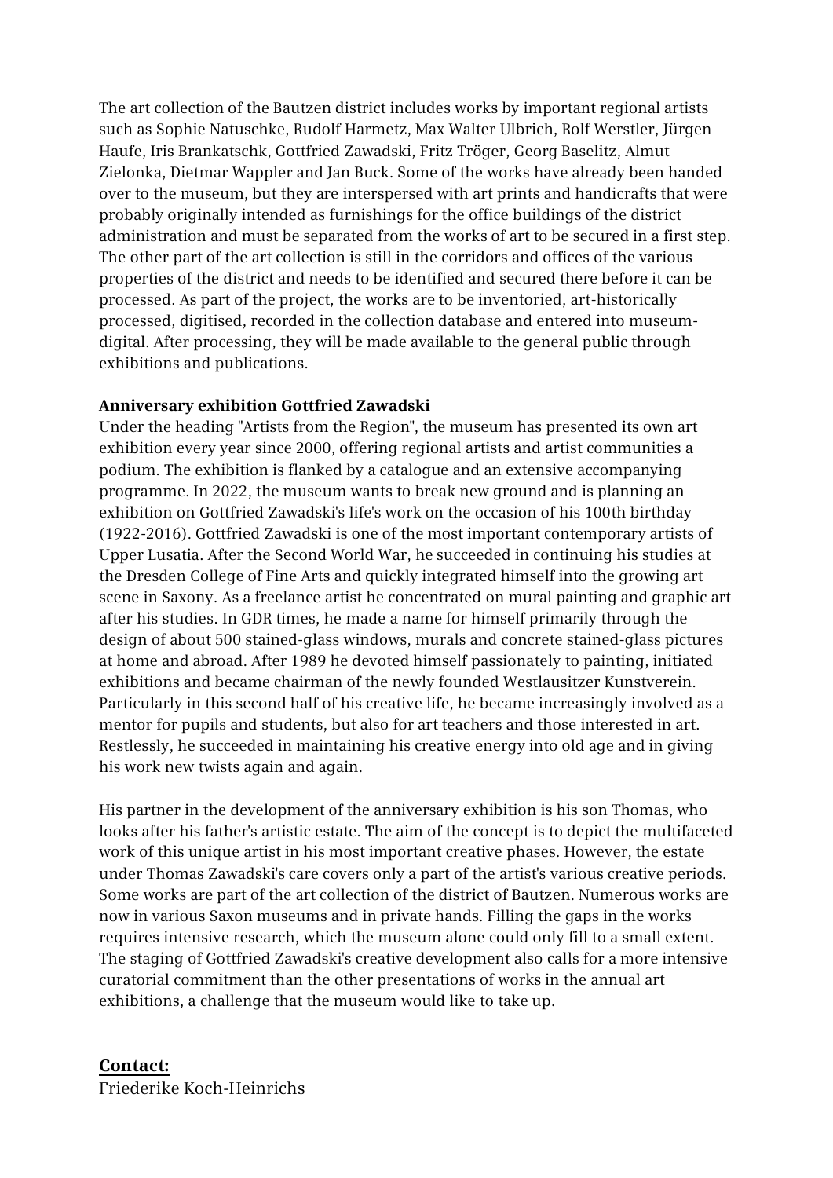The art collection of the Bautzen district includes works by important regional artists such as Sophie Natuschke, Rudolf Harmetz, Max Walter Ulbrich, Rolf Werstler, Jürgen Haufe, Iris Brankatschk, Gottfried Zawadski, Fritz Tröger, Georg Baselitz, Almut Zielonka, Dietmar Wappler and Jan Buck. Some of the works have already been handed over to the museum, but they are interspersed with art prints and handicrafts that were probably originally intended as furnishings for the office buildings of the district administration and must be separated from the works of art to be secured in a first step. The other part of the art collection is still in the corridors and offices of the various properties of the district and needs to be identified and secured there before it can be processed. As part of the project, the works are to be inventoried, art-historically processed, digitised, recorded in the collection database and entered into museum-digital. After processing, they will be made available to the general public through exhibitions and publications.

**Anniversary exhibition Gottfried Zawadski**

Under the heading "Artists from the Region", the museum has presented its own art exhibition every year since 2000, offering regional artists and artist communities a podium. The exhibition is flanked by a catalogue and an extensive accompanying programme. In 2022, the museum wants to break new ground and is planning an exhibition on Gottfried Zawadski's life's work on the occasion of his 100th birthday (1922-2016). Gottfried Zawadski is one of the most important contemporary artists of Upper Lusatia. After the Second World War, he succeeded in continuing his studies at the Dresden College of Fine Arts and quickly integrated himself into the growing art scene in Saxony. As a freelance artist he concentrated on mural painting and graphic art after his studies. In GDR times, he made a name for himself primarily through the design of about 500 stained-glass windows, murals and concrete stained-glass pictures at home and abroad. After 1989 he devoted himself passionately to painting, initiated exhibitions and became chairman of the newly founded Westlausitzer Kunstverein. Particularly in this second half of his creative life, he became increasingly involved as a mentor for pupils and students, but also for art teachers and those interested in art. Restlessly, he succeeded in maintaining his creative energy into old age and in giving his work new twists again and again.

His partner in the development of the anniversary exhibition is his son Thomas, who looks after his father's artistic estate. The aim of the concept is to depict the multifaceted work of this unique artist in his most important creative phases. However, the estate under Thomas Zawadski's care covers only a part of the artist's various creative periods. Some works are part of the art collection of the district of Bautzen. Numerous works are now in various Saxon museums and in private hands. Filling the gaps in the works requires intensive research, which the museum alone could only fill to a small extent. The staging of Gottfried Zawadski's creative development also calls for a more intensive curatorial commitment than the other presentations of works in the annual art exhibitions, a challenge that the museum would like to take up.

**Contact:**

Friederike Koch-Heinrichs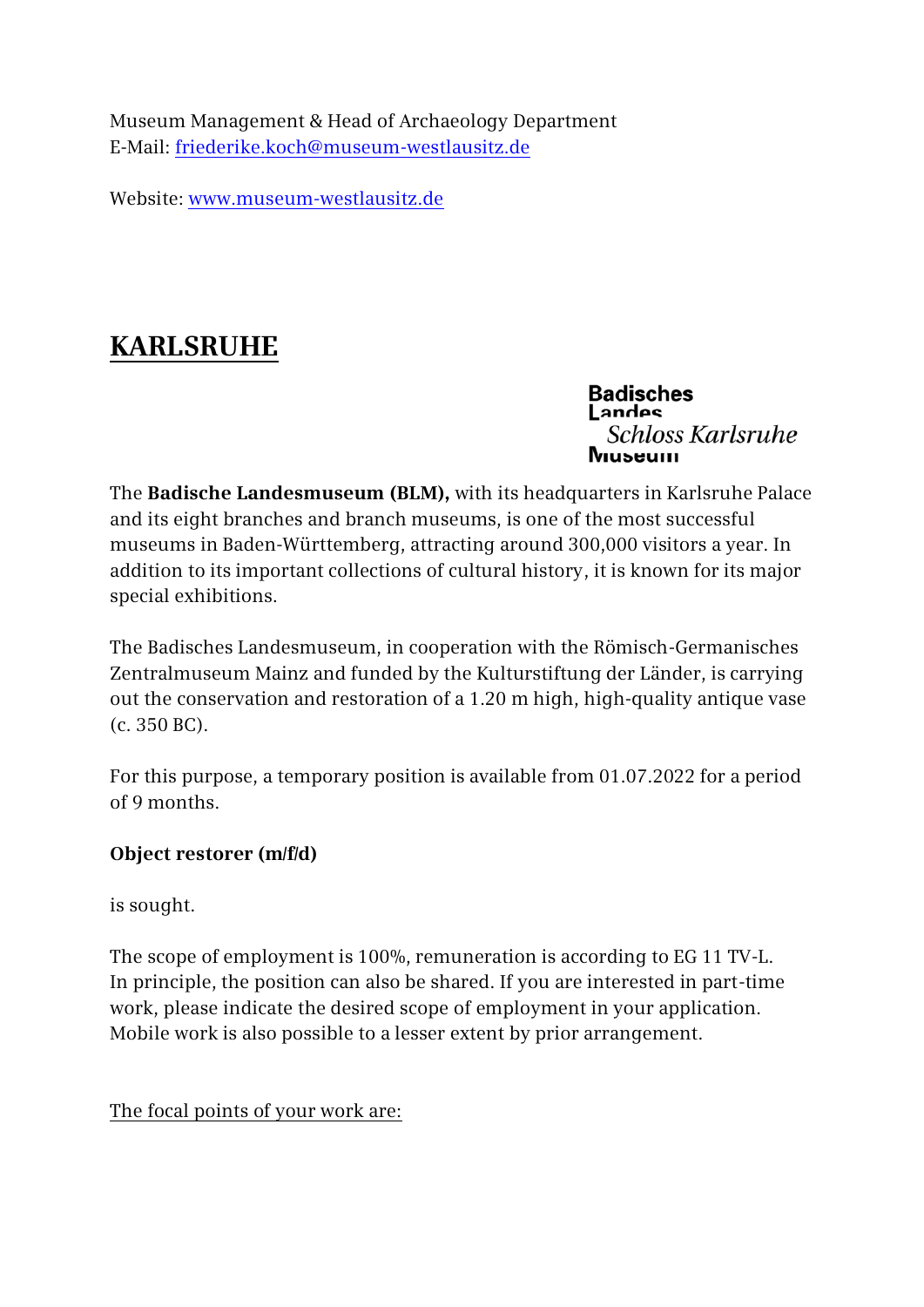Museum Management & Head of Archaeology Department
E-Mail: [friederike.koch@museum-westlausitz.de](mailto:friederike.koch@museum-westlausitz.de)

Website: [www.museum-westlausitz.de](http://www.museum-westlausitz.de)

## KARLSRUHE

Badisches Landes Museum *Schloss Karlsruhe*

The **Badische Landesmuseum (BLM),** with its headquarters in Karlsruhe Palace and its eight branches and branch museums, is one of the most successful museums in Baden-Württemberg, attracting around 300,000 visitors a year. In addition to its important collections of cultural history, it is known for its major special exhibitions.

The Badisches Landesmuseum, in cooperation with the Römisch-Germanisches Zentralmuseum Mainz and funded by the Kulturstiftung der Länder, is carrying out the conservation and restoration of a 1.20 m high, high-quality antique vase (c. 350 BC).

For this purpose, a temporary position is available from 01.07.2022 for a period of 9 months.

**Object restorer (m/f/d)**

is sought.

The scope of employment is 100%, remuneration is according to EG 11 TV-L. In principle, the position can also be shared. If you are interested in part-time work, please indicate the desired scope of employment in your application. Mobile work is also possible to a lesser extent by prior arrangement.

The focal points of your work are: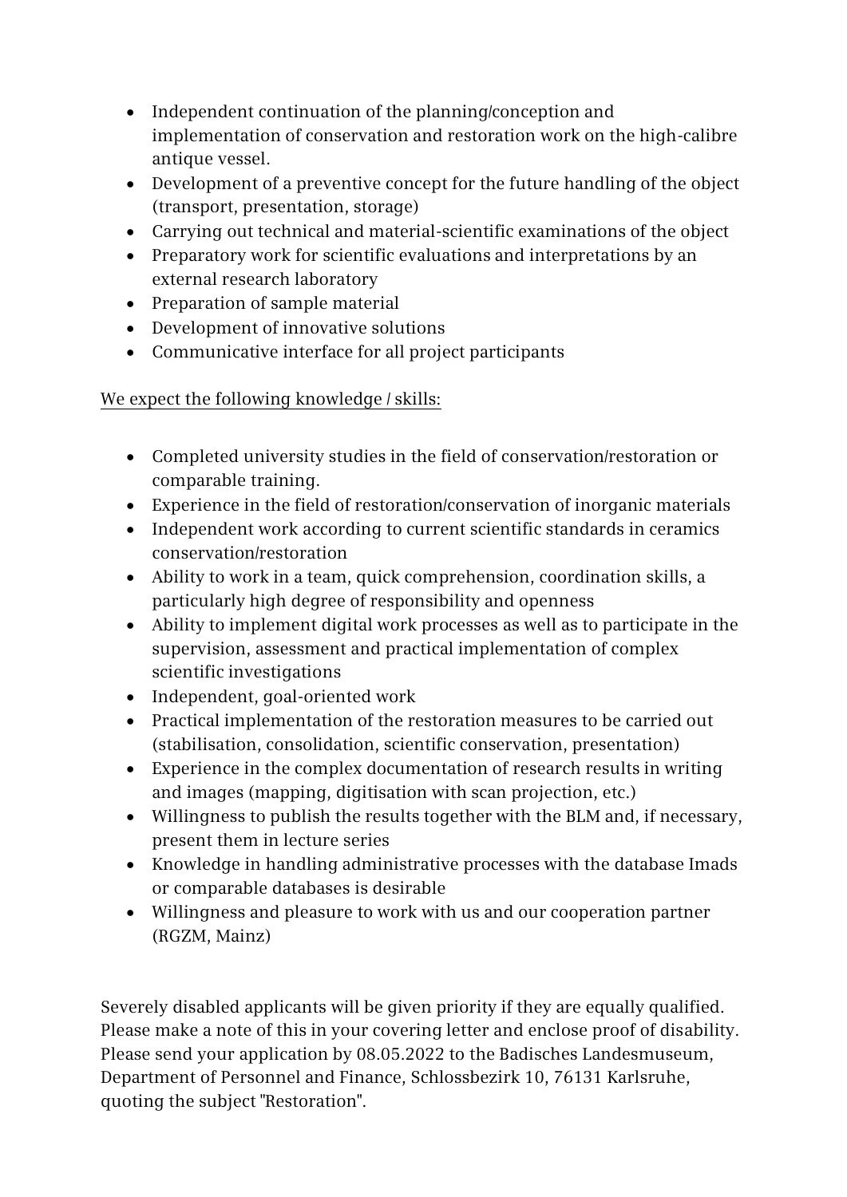- Independent continuation of the planning/conception and implementation of conservation and restoration work on the high-calibre antique vessel.
- Development of a preventive concept for the future handling of the object (transport, presentation, storage)
- Carrying out technical and material-scientific examinations of the object
- Preparatory work for scientific evaluations and interpretations by an external research laboratory
- Preparation of sample material
- Development of innovative solutions
- Communicative interface for all project participants

<u>We expect the following knowledge / skills:</u>

- Completed university studies in the field of conservation/restoration or comparable training.
- Experience in the field of restoration/conservation of inorganic materials
- Independent work according to current scientific standards in ceramics conservation/restoration
- Ability to work in a team, quick comprehension, coordination skills, a particularly high degree of responsibility and openness
- Ability to implement digital work processes as well as to participate in the supervision, assessment and practical implementation of complex scientific investigations
- Independent, goal-oriented work
- Practical implementation of the restoration measures to be carried out (stabilisation, consolidation, scientific conservation, presentation)
- Experience in the complex documentation of research results in writing and images (mapping, digitisation with scan projection, etc.)
- Willingness to publish the results together with the BLM and, if necessary, present them in lecture series
- Knowledge in handling administrative processes with the database Imads or comparable databases is desirable
- Willingness and pleasure to work with us and our cooperation partner (RGZM, Mainz)

Severely disabled applicants will be given priority if they are equally qualified. Please make a note of this in your covering letter and enclose proof of disability. Please send your application by 08.05.2022 to the Badisches Landesmuseum, Department of Personnel and Finance, Schlossbezirk 10, 76131 Karlsruhe, quoting the subject "Restoration".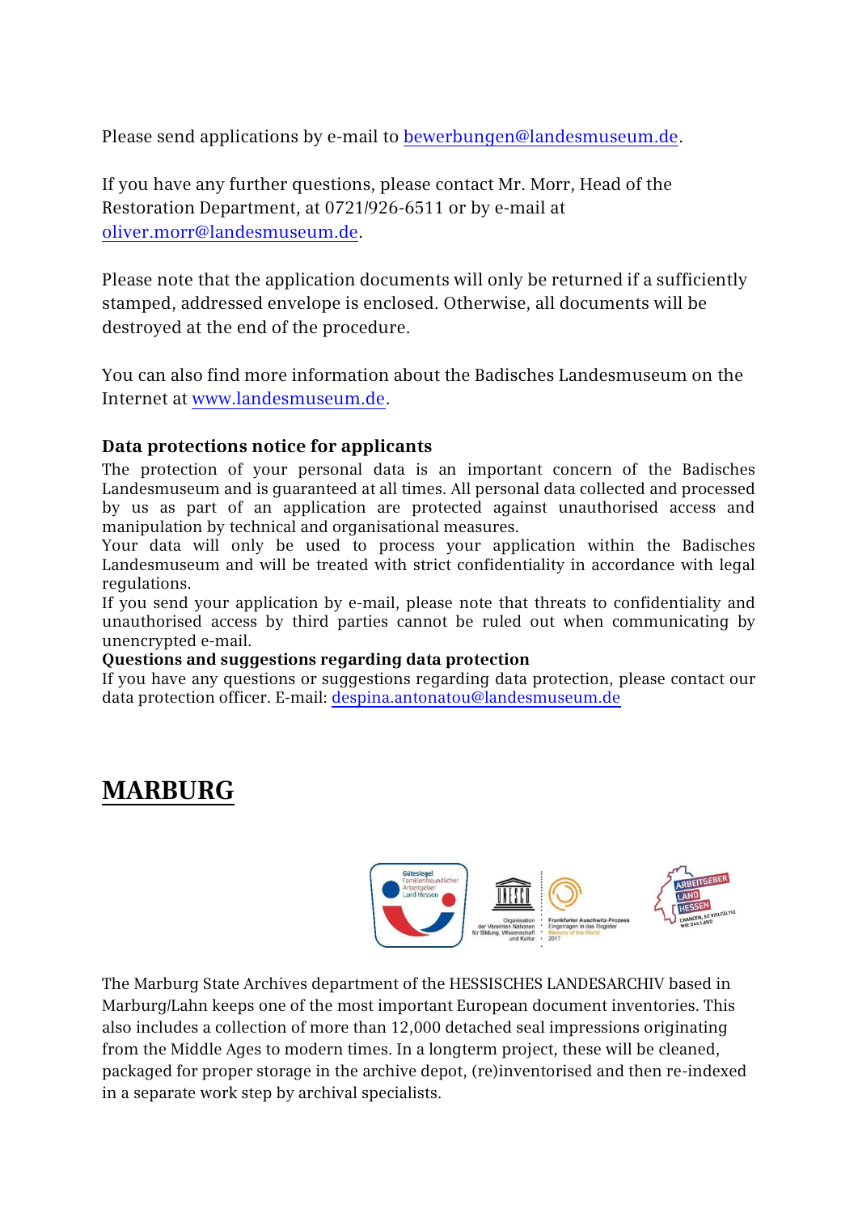Please send applications by e-mail to bewerbungen@landesmuseum.de.

If you have any further questions, please contact Mr. Morr, Head of the Restoration Department, at 0721/926-6511 or by e-mail at oliver.morr@landesmuseum.de.

Please note that the application documents will only be returned if a sufficiently stamped, addressed envelope is enclosed. Otherwise, all documents will be destroyed at the end of the procedure.

You can also find more information about the Badisches Landesmuseum on the Internet at www.landesmuseum.de.

**Data protections notice for applicants**

The protection of your personal data is an important concern of the Badisches Landesmuseum and is guaranteed at all times. All personal data collected and processed by us as part of an application are protected against unauthorised access and manipulation by technical and organisational measures.
Your data will only be used to process your application within the Badisches Landesmuseum and will be treated with strict confidentiality in accordance with legal regulations.
If you send your application by e-mail, please note that threats to confidentiality and unauthorised access by third parties cannot be ruled out when communicating by unencrypted e-mail.

**Questions and suggestions regarding data protection**

If you have any questions or suggestions regarding data protection, please contact our data protection officer. E-mail: despina.antonatou@landesmuseum.de

## MARBURG

The Marburg State Archives department of the HESSISCHES LANDESARCHIV based in Marburg/Lahn keeps one of the most important European document inventories. This also includes a collection of more than 12,000 detached seal impressions originating from the Middle Ages to modern times. In a longterm project, these will be cleaned, packaged for proper storage in the archive depot, (re)inventorised and then re-indexed in a separate work step by archival specialists.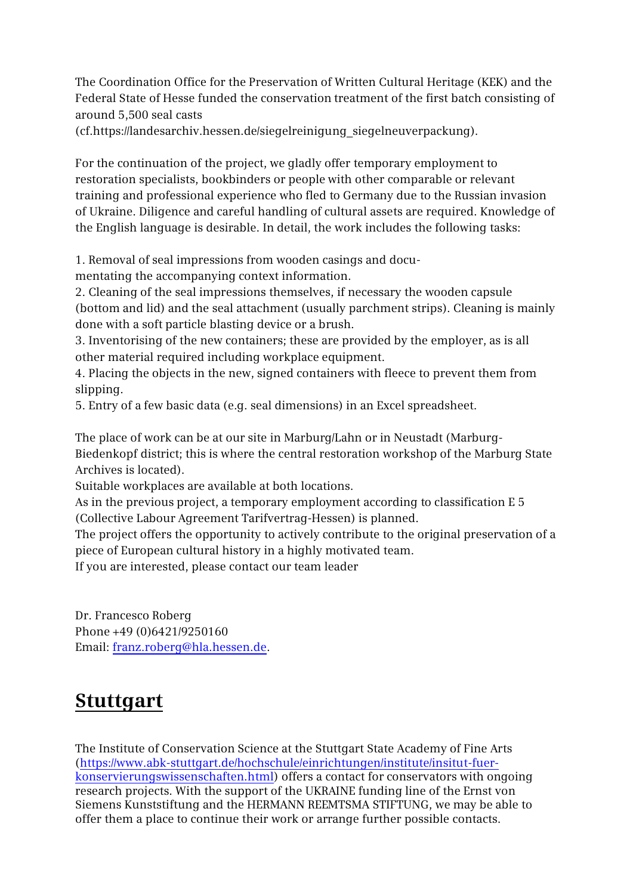The Coordination Office for the Preservation of Written Cultural Heritage (KEK) and the Federal State of Hesse funded the conservation treatment of the first batch consisting of around 5,500 seal casts (cf.https://landesarchiv.hessen.de/siegelreinigung_siegelneuverpackung).

For the continuation of the project, we gladly offer temporary employment to restoration specialists, bookbinders or people with other comparable or relevant training and professional experience who fled to Germany due to the Russian invasion of Ukraine. Diligence and careful handling of cultural assets are required. Knowledge of the English language is desirable. In detail, the work includes the following tasks:

1. Removal of seal impressions from wooden casings and documentating the accompanying context information.
2. Cleaning of the seal impressions themselves, if necessary the wooden capsule (bottom and lid) and the seal attachment (usually parchment strips). Cleaning is mainly done with a soft particle blasting device or a brush.
3. Inventorising of the new containers; these are provided by the employer, as is all other material required including workplace equipment.
4. Placing the objects in the new, signed containers with fleece to prevent them from slipping.
5. Entry of a few basic data (e.g. seal dimensions) in an Excel spreadsheet.

The place of work can be at our site in Marburg/Lahn or in Neustadt (Marburg-Biedenkopf district; this is where the central restoration workshop of the Marburg State Archives is located).
Suitable workplaces are available at both locations.
As in the previous project, a temporary employment according to classification E 5 (Collective Labour Agreement Tarifvertrag-Hessen) is planned.
The project offers the opportunity to actively contribute to the original preservation of a piece of European cultural history in a highly motivated team.
If you are interested, please contact our team leader

Dr. Francesco Roberg
Phone +49 (0)6421/9250160
Email: [franz.roberg@hla.hessen.de](mailto:franz.roberg@hla.hessen.de).

## Stuttgart

The Institute of Conservation Science at the Stuttgart State Academy of Fine Arts ([https://www.abk-stuttgart.de/hochschule/einrichtungen/institute/insitut-fuer-konservierungswissenschaften.html](https://www.abk-stuttgart.de/hochschule/einrichtungen/institute/insitut-fuer-konservierungswissenschaften.html)) offers a contact for conservators with ongoing research projects. With the support of the UKRAINE funding line of the Ernst von Siemens Kunststiftung and the HERMANN REEMTSMA STIFTUNG, we may be able to offer them a place to continue their work or arrange further possible contacts.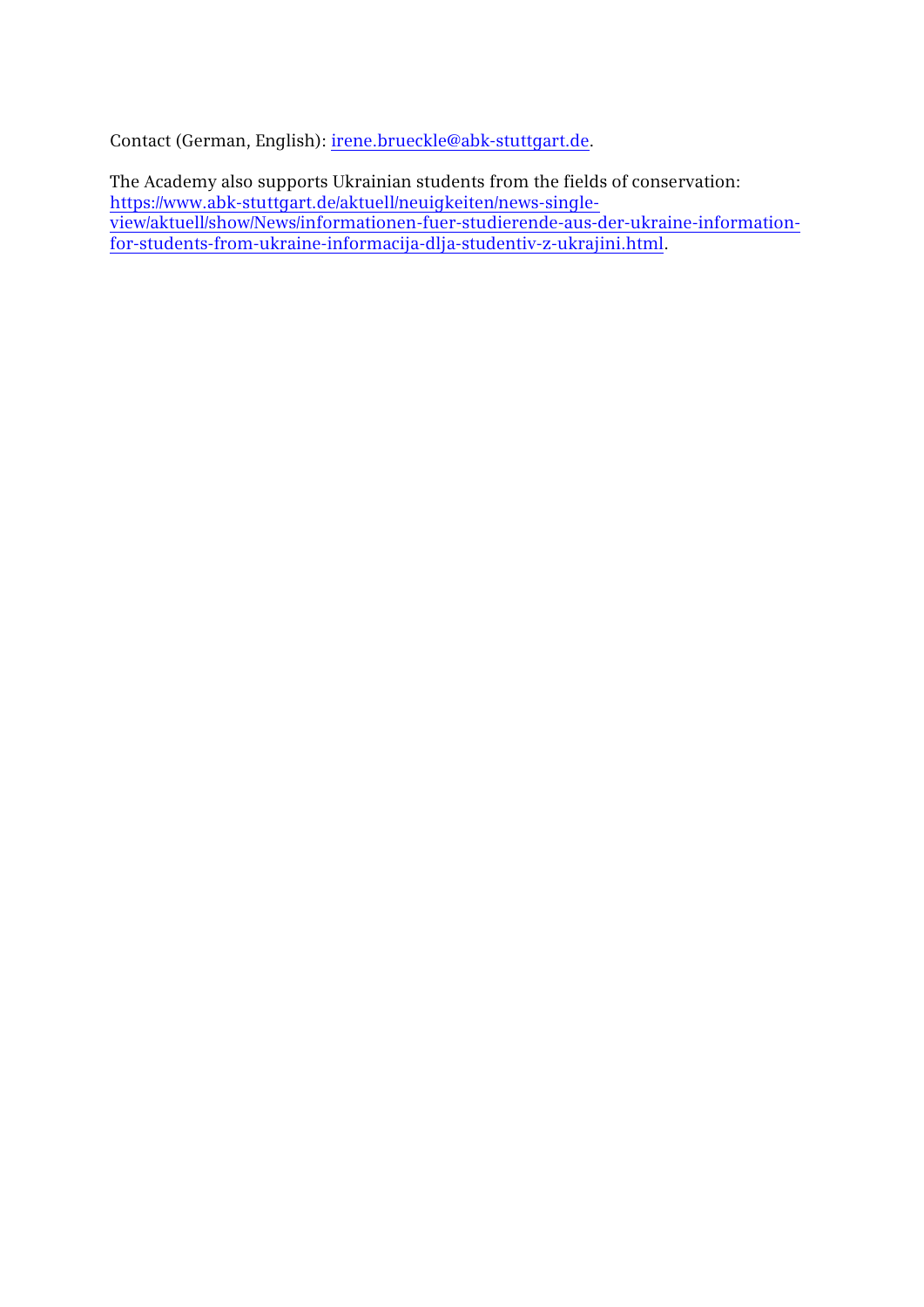Contact (German, English): [irene.brueckle@abk-stuttgart.de](mailto:irene.brueckle@abk-stuttgart.de).

The Academy also supports Ukrainian students from the fields of conservation: [https://www.abk-stuttgart.de/aktuell/neuigkeiten/news-single-view/aktuell/show/News/informationen-fuer-studierende-aus-der-ukraine-information-for-students-from-ukraine-informacija-dlja-studentiv-z-ukrajini.html](https://www.abk-stuttgart.de/aktuell/neuigkeiten/news-single-view/aktuell/show/News/informationen-fuer-studierende-aus-der-ukraine-information-for-students-from-ukraine-informacija-dlja-studentiv-z-ukrajini.html).